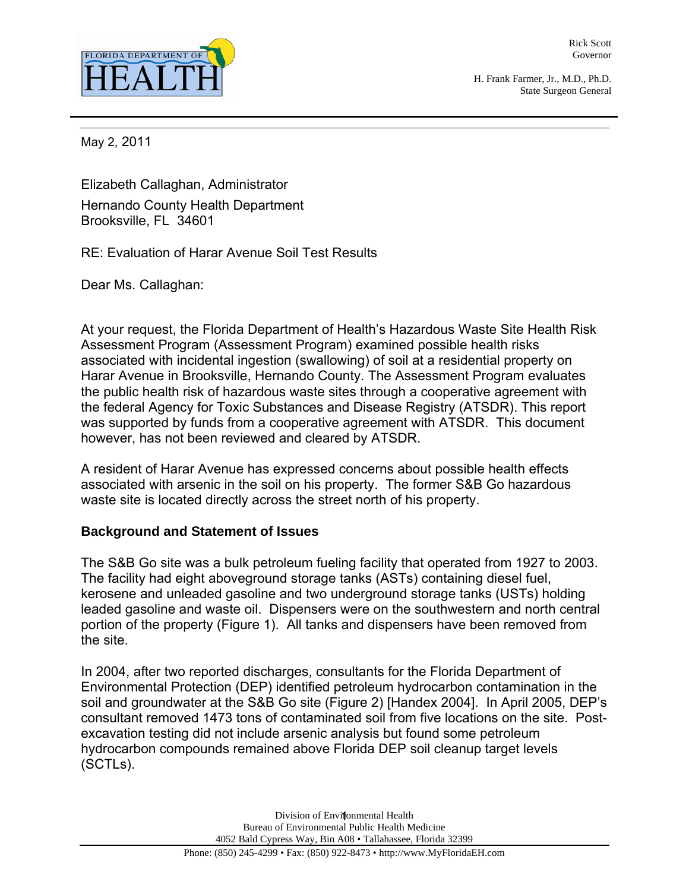Rick Scott
Governor

H. Frank Farmer, Jr., M.D., Ph.D.
State Surgeon General

May 2, 2011

Elizabeth Callaghan, Administrator
Hernando County Health Department
Brooksville, FL 34601

RE: Evaluation of Harar Avenue Soil Test Results

Dear Ms. Callaghan:

At your request, the Florida Department of Health's Hazardous Waste Site Health Risk Assessment Program (Assessment Program) examined possible health risks associated with incidental ingestion (swallowing) of soil at a residential property on Harar Avenue in Brooksville, Hernando County. The Assessment Program evaluates the public health risk of hazardous waste sites through a cooperative agreement with the federal Agency for Toxic Substances and Disease Registry (ATSDR). This report was supported by funds from a cooperative agreement with ATSDR. This document however, has not been reviewed and cleared by ATSDR.

A resident of Harar Avenue has expressed concerns about possible health effects associated with arsenic in the soil on his property. The former S&B Go hazardous waste site is located directly across the street north of his property.

**Background and Statement of Issues**

The S&B Go site was a bulk petroleum fueling facility that operated from 1927 to 2003. The facility had eight aboveground storage tanks (ASTs) containing diesel fuel, kerosene and unleaded gasoline and two underground storage tanks (USTs) holding leaded gasoline and waste oil. Dispensers were on the southwestern and north central portion of the property (Figure 1). All tanks and dispensers have been removed from the site.

In 2004, after two reported discharges, consultants for the Florida Department of Environmental Protection (DEP) identified petroleum hydrocarbon contamination in the soil and groundwater at the S&B Go site (Figure 2) [Handex 2004]. In April 2005, DEP's consultant removed 1473 tons of contaminated soil from five locations on the site. Post-excavation testing did not include arsenic analysis but found some petroleum hydrocarbon compounds remained above Florida DEP soil cleanup target levels (SCTLs).

Division of Environmental Health
Bureau of Environmental Public Health Medicine
4052 Bald Cypress Way, Bin A08 • Tallahassee, Florida 32399
Phone: (850) 245-4299 • Fax: (850) 922-8473 • http://www.MyFloridaEH.com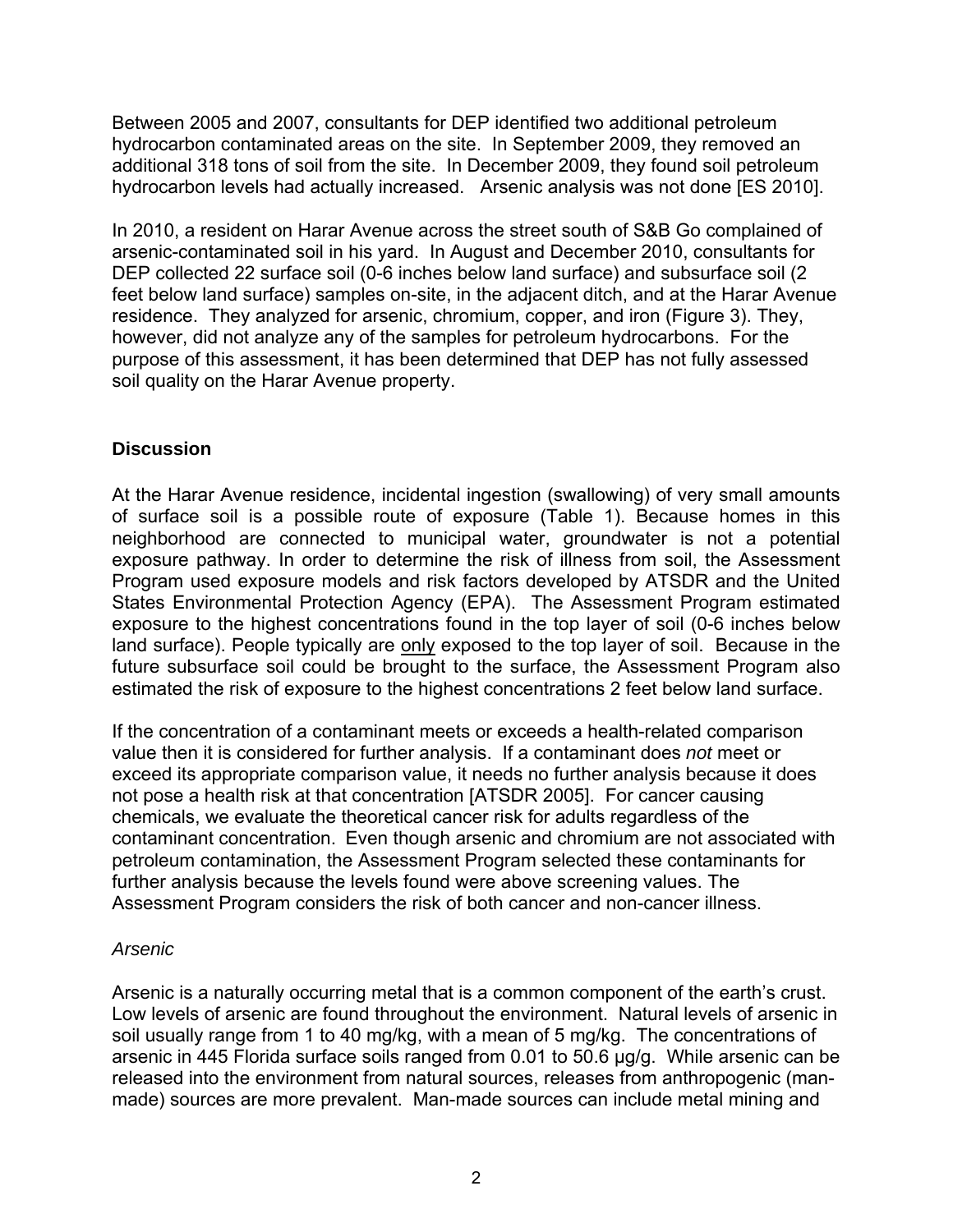Between 2005 and 2007, consultants for DEP identified two additional petroleum hydrocarbon contaminated areas on the site. In September 2009, they removed an additional 318 tons of soil from the site. In December 2009, they found soil petroleum hydrocarbon levels had actually increased. Arsenic analysis was not done [ES 2010].

In 2010, a resident on Harar Avenue across the street south of S&B Go complained of arsenic-contaminated soil in his yard. In August and December 2010, consultants for DEP collected 22 surface soil (0-6 inches below land surface) and subsurface soil (2 feet below land surface) samples on-site, in the adjacent ditch, and at the Harar Avenue residence. They analyzed for arsenic, chromium, copper, and iron (Figure 3). They, however, did not analyze any of the samples for petroleum hydrocarbons. For the purpose of this assessment, it has been determined that DEP has not fully assessed soil quality on the Harar Avenue property.

## Discussion

At the Harar Avenue residence, incidental ingestion (swallowing) of very small amounts of surface soil is a possible route of exposure (Table 1). Because homes in this neighborhood are connected to municipal water, groundwater is not a potential exposure pathway. In order to determine the risk of illness from soil, the Assessment Program used exposure models and risk factors developed by ATSDR and the United States Environmental Protection Agency (EPA). The Assessment Program estimated exposure to the highest concentrations found in the top layer of soil (0-6 inches below land surface). People typically are <u>only</u> exposed to the top layer of soil. Because in the future subsurface soil could be brought to the surface, the Assessment Program also estimated the risk of exposure to the highest concentrations 2 feet below land surface.

If the concentration of a contaminant meets or exceeds a health-related comparison value then it is considered for further analysis. If a contaminant does *not* meet or exceed its appropriate comparison value, it needs no further analysis because it does not pose a health risk at that concentration [ATSDR 2005]. For cancer causing chemicals, we evaluate the theoretical cancer risk for adults regardless of the contaminant concentration. Even though arsenic and chromium are not associated with petroleum contamination, the Assessment Program selected these contaminants for further analysis because the levels found were above screening values. The Assessment Program considers the risk of both cancer and non-cancer illness.

### *Arsenic*

Arsenic is a naturally occurring metal that is a common component of the earth's crust. Low levels of arsenic are found throughout the environment. Natural levels of arsenic in soil usually range from 1 to 40 mg/kg, with a mean of 5 mg/kg. The concentrations of arsenic in 445 Florida surface soils ranged from 0.01 to 50.6 µg/g. While arsenic can be released into the environment from natural sources, releases from anthropogenic (man-made) sources are more prevalent. Man-made sources can include metal mining and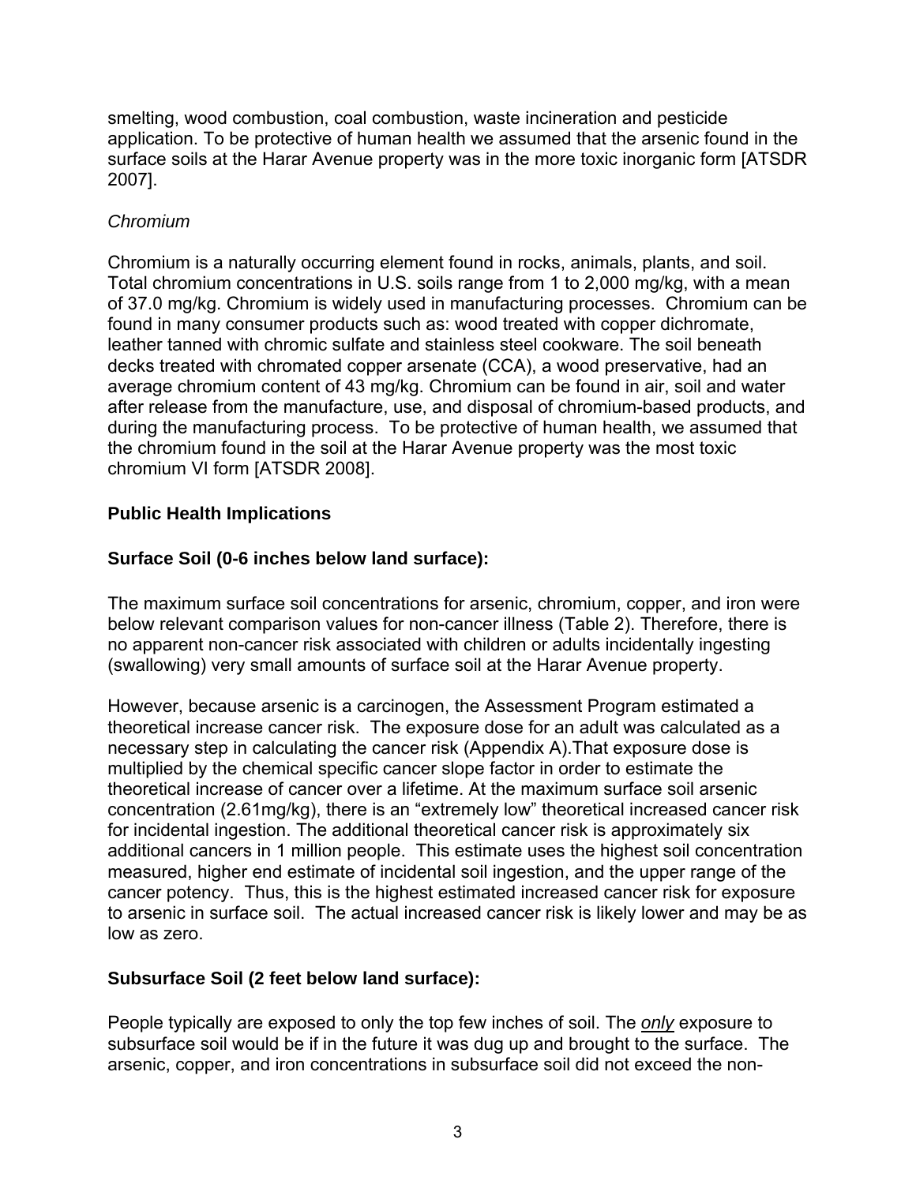smelting, wood combustion, coal combustion, waste incineration and pesticide application. To be protective of human health we assumed that the arsenic found in the surface soils at the Harar Avenue property was in the more toxic inorganic form [ATSDR 2007].

*Chromium*

Chromium is a naturally occurring element found in rocks, animals, plants, and soil. Total chromium concentrations in U.S. soils range from 1 to 2,000 mg/kg, with a mean of 37.0 mg/kg. Chromium is widely used in manufacturing processes. Chromium can be found in many consumer products such as: wood treated with copper dichromate, leather tanned with chromic sulfate and stainless steel cookware. The soil beneath decks treated with chromated copper arsenate (CCA), a wood preservative, had an average chromium content of 43 mg/kg. Chromium can be found in air, soil and water after release from the manufacture, use, and disposal of chromium-based products, and during the manufacturing process. To be protective of human health, we assumed that the chromium found in the soil at the Harar Avenue property was the most toxic chromium VI form [ATSDR 2008].

**Public Health Implications**

**Surface Soil (0-6 inches below land surface):**

The maximum surface soil concentrations for arsenic, chromium, copper, and iron were below relevant comparison values for non-cancer illness (Table 2). Therefore, there is no apparent non-cancer risk associated with children or adults incidentally ingesting (swallowing) very small amounts of surface soil at the Harar Avenue property.

However, because arsenic is a carcinogen, the Assessment Program estimated a theoretical increase cancer risk. The exposure dose for an adult was calculated as a necessary step in calculating the cancer risk (Appendix A).That exposure dose is multiplied by the chemical specific cancer slope factor in order to estimate the theoretical increase of cancer over a lifetime. At the maximum surface soil arsenic concentration (2.61mg/kg), there is an "extremely low" theoretical increased cancer risk for incidental ingestion. The additional theoretical cancer risk is approximately six additional cancers in 1 million people. This estimate uses the highest soil concentration measured, higher end estimate of incidental soil ingestion, and the upper range of the cancer potency. Thus, this is the highest estimated increased cancer risk for exposure to arsenic in surface soil. The actual increased cancer risk is likely lower and may be as low as zero.

**Subsurface Soil (2 feet below land surface):**

People typically are exposed to only the top few inches of soil. The ***only*** exposure to subsurface soil would be if in the future it was dug up and brought to the surface. The arsenic, copper, and iron concentrations in subsurface soil did not exceed the non-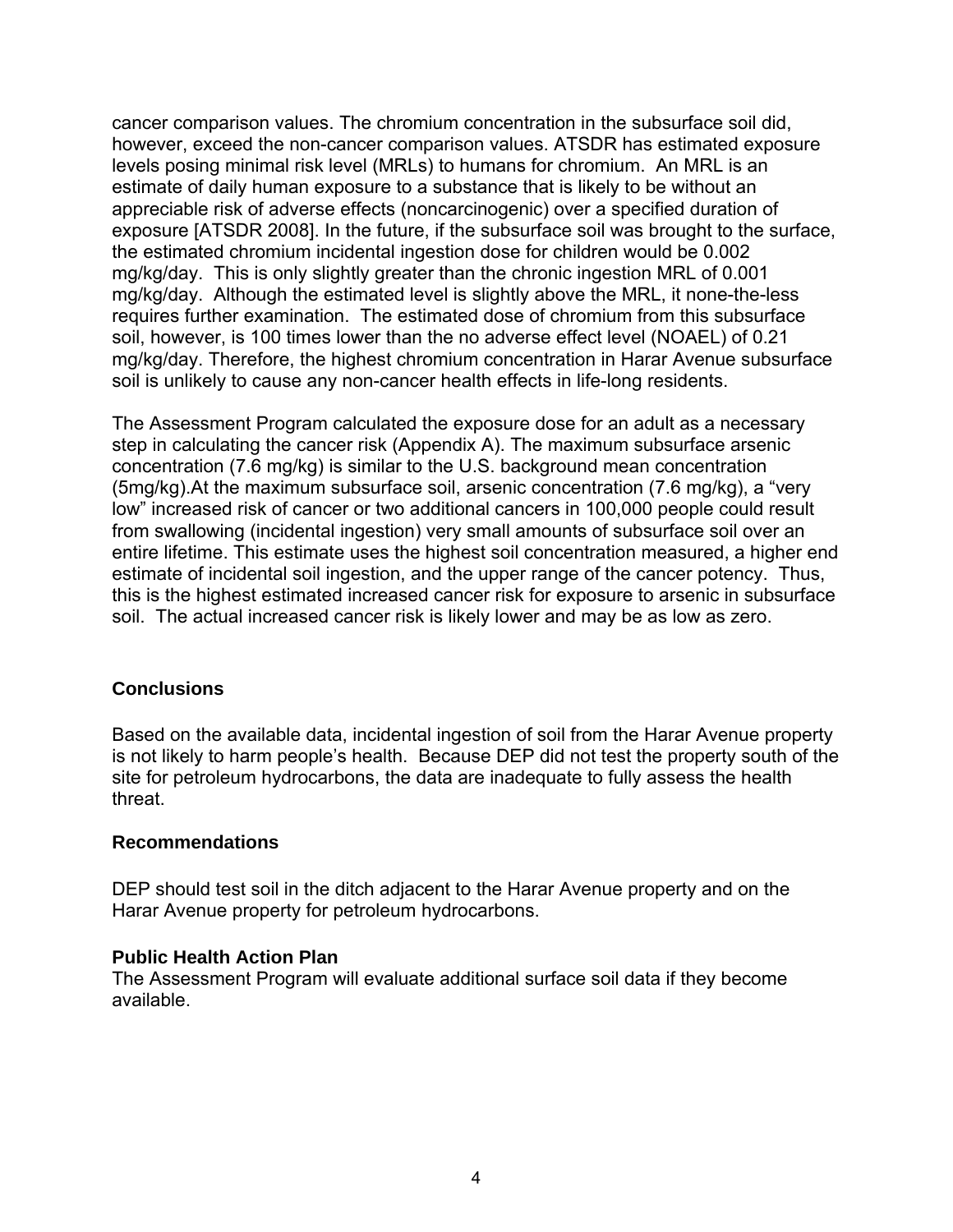cancer comparison values. The chromium concentration in the subsurface soil did, however, exceed the non-cancer comparison values. ATSDR has estimated exposure levels posing minimal risk level (MRLs) to humans for chromium.  An MRL is an estimate of daily human exposure to a substance that is likely to be without an appreciable risk of adverse effects (noncarcinogenic) over a specified duration of exposure [ATSDR 2008]. In the future, if the subsurface soil was brought to the surface, the estimated chromium incidental ingestion dose for children would be 0.002 mg/kg/day.  This is only slightly greater than the chronic ingestion MRL of 0.001 mg/kg/day.  Although the estimated level is slightly above the MRL, it none-the-less requires further examination.  The estimated dose of chromium from this subsurface soil, however, is 100 times lower than the no adverse effect level (NOAEL) of 0.21 mg/kg/day. Therefore, the highest chromium concentration in Harar Avenue subsurface soil is unlikely to cause any non-cancer health effects in life-long residents.

The Assessment Program calculated the exposure dose for an adult as a necessary step in calculating the cancer risk (Appendix A). The maximum subsurface arsenic concentration (7.6 mg/kg) is similar to the U.S. background mean concentration (5mg/kg).At the maximum subsurface soil, arsenic concentration (7.6 mg/kg), a "very low" increased risk of cancer or two additional cancers in 100,000 people could result from swallowing (incidental ingestion) very small amounts of subsurface soil over an entire lifetime. This estimate uses the highest soil concentration measured, a higher end estimate of incidental soil ingestion, and the upper range of the cancer potency.  Thus, this is the highest estimated increased cancer risk for exposure to arsenic in subsurface soil.  The actual increased cancer risk is likely lower and may be as low as zero.

## Conclusions

Based on the available data, incidental ingestion of soil from the Harar Avenue property is not likely to harm people's health.  Because DEP did not test the property south of the site for petroleum hydrocarbons, the data are inadequate to fully assess the health threat.

## Recommendations

DEP should test soil in the ditch adjacent to the Harar Avenue property and on the Harar Avenue property for petroleum hydrocarbons.

## Public Health Action Plan

The Assessment Program will evaluate additional surface soil data if they become available.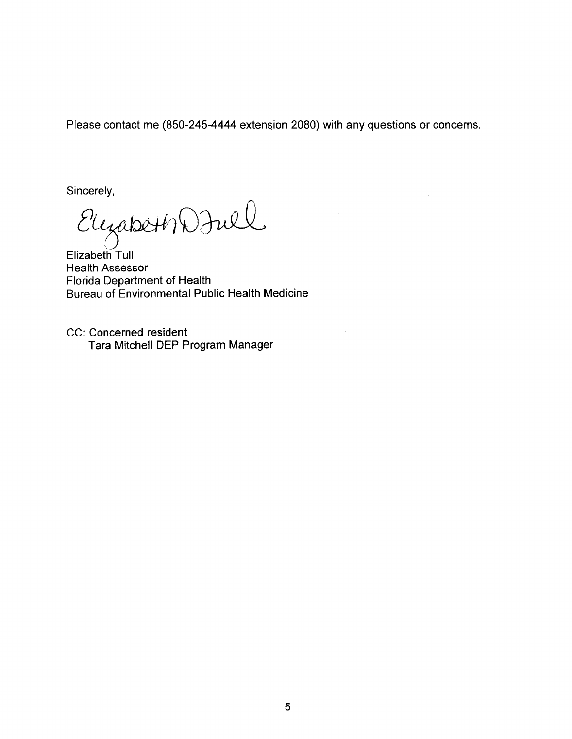Please contact me (850-245-4444 extension 2080) with any questions or concerns.

Sincerely,

Elizabeth Tull
Health Assessor
Florida Department of Health
Bureau of Environmental Public Health Medicine

CC: Concerned resident
Tara Mitchell DEP Program Manager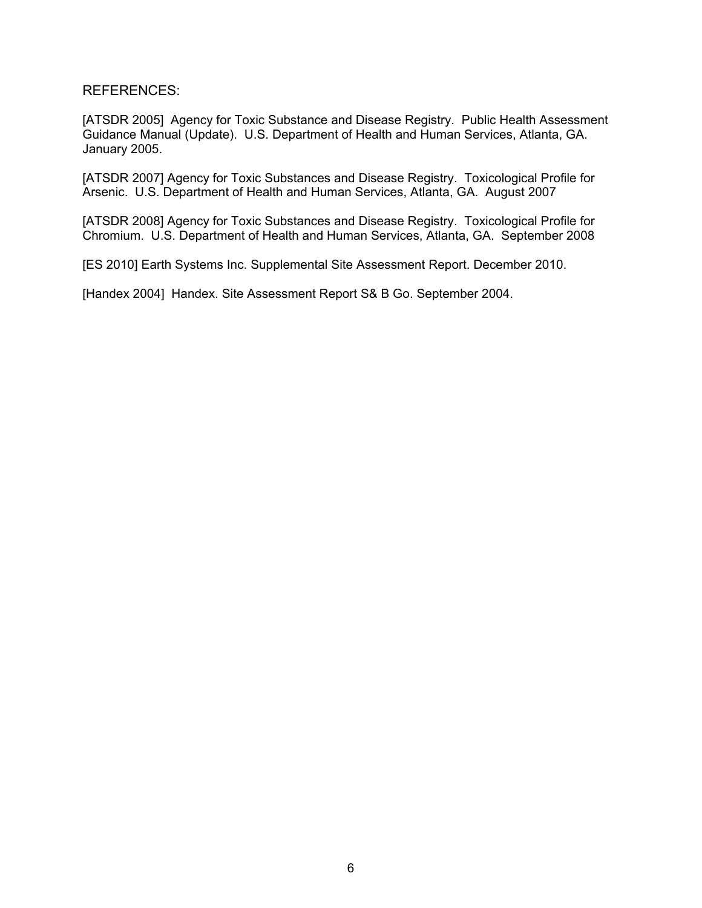REFERENCES:

[ATSDR 2005] Agency for Toxic Substance and Disease Registry. Public Health Assessment Guidance Manual (Update). U.S. Department of Health and Human Services, Atlanta, GA. January 2005.

[ATSDR 2007] Agency for Toxic Substances and Disease Registry. Toxicological Profile for Arsenic. U.S. Department of Health and Human Services, Atlanta, GA. August 2007

[ATSDR 2008] Agency for Toxic Substances and Disease Registry. Toxicological Profile for Chromium. U.S. Department of Health and Human Services, Atlanta, GA. September 2008

[ES 2010] Earth Systems Inc. Supplemental Site Assessment Report. December 2010.

[Handex 2004] Handex. Site Assessment Report S& B Go. September 2004.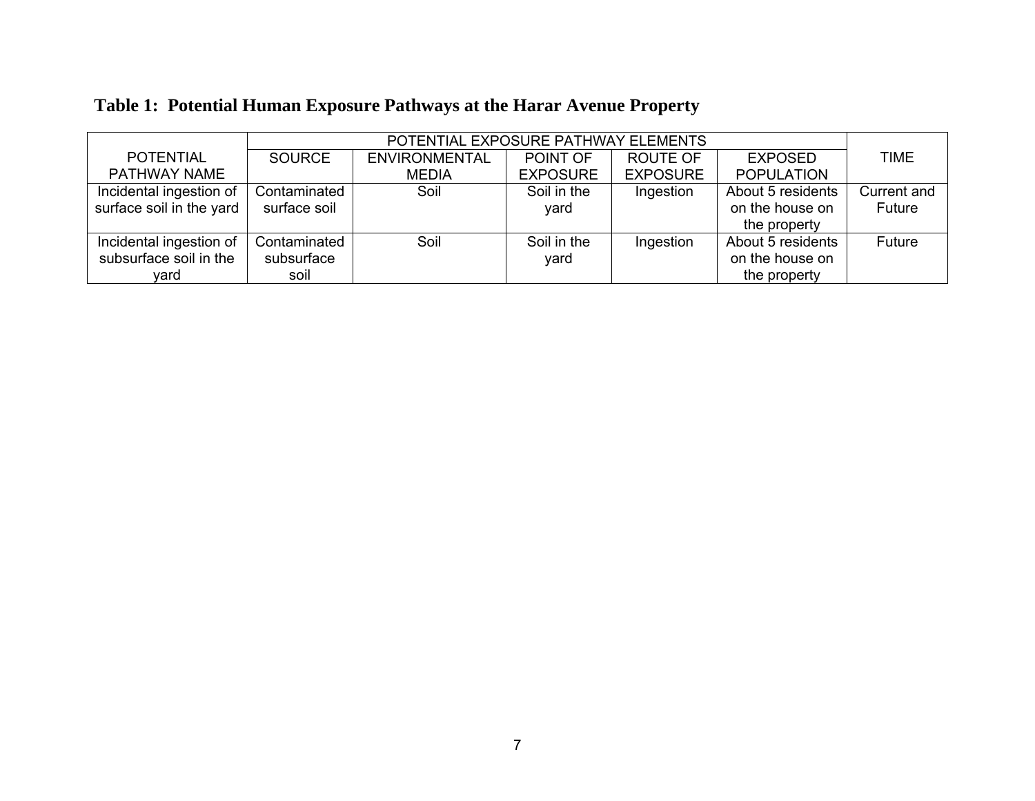**Table 1: Potential Human Exposure Pathways at the Harar Avenue Property**

| POTENTIAL PATHWAY NAME | POTENTIAL EXPOSURE PATHWAY ELEMENTS | | | | | TIME |
|---|---|---|---|---|---|---|
| | SOURCE | ENVIRONMENTAL MEDIA | POINT OF EXPOSURE | ROUTE OF EXPOSURE | EXPOSED POPULATION | |
| Incidental ingestion of surface soil in the yard | Contaminated surface soil | Soil | Soil in the yard | Ingestion | About 5 residents on the house on the property | Current and Future |
| Incidental ingestion of subsurface soil in the yard | Contaminated subsurface soil | Soil | Soil in the yard | Ingestion | About 5 residents on the house on the property | Future |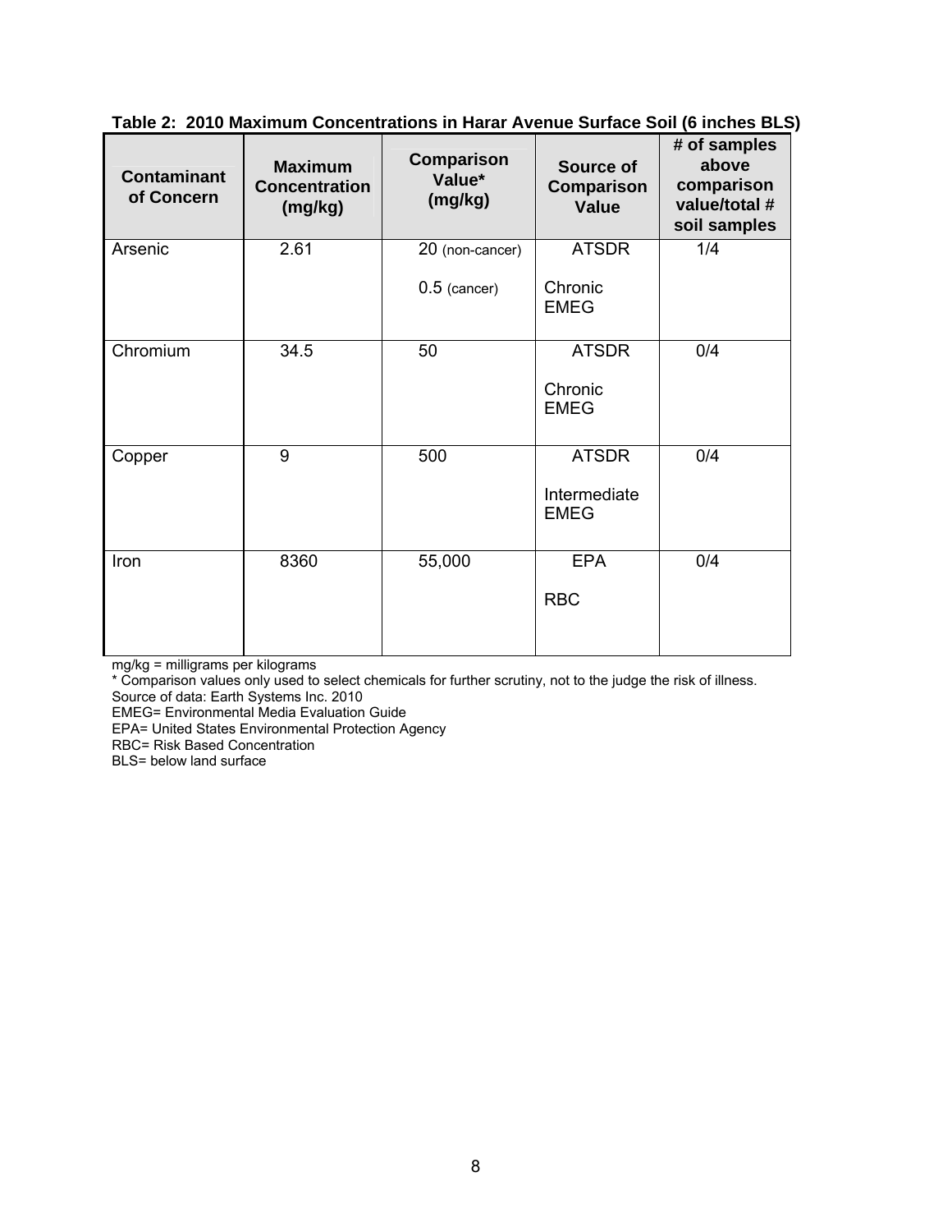**Table 2: 2010 Maximum Concentrations in Harar Avenue Surface Soil (6 inches BLS)**

| Contaminant of Concern | Maximum Concentration (mg/kg) | Comparison Value* (mg/kg) | Source of Comparison Value | # of samples above comparison value/total # soil samples |
|---|---|---|---|---|
| Arsenic | 2.61 | 20 (non-cancer)<br>0.5 (cancer) | ATSDR<br>Chronic EMEG | 1/4 |
| Chromium | 34.5 | 50 | ATSDR<br>Chronic EMEG | 0/4 |
| Copper | 9 | 500 | ATSDR<br>Intermediate EMEG | 0/4 |
| Iron | 8360 | 55,000 | EPA<br>RBC | 0/4 |

mg/kg = milligrams per kilograms
* Comparison values only used to select chemicals for further scrutiny, not to the judge the risk of illness.
Source of data: Earth Systems Inc. 2010
EMEG= Environmental Media Evaluation Guide
EPA= United States Environmental Protection Agency
RBC= Risk Based Concentration
BLS= below land surface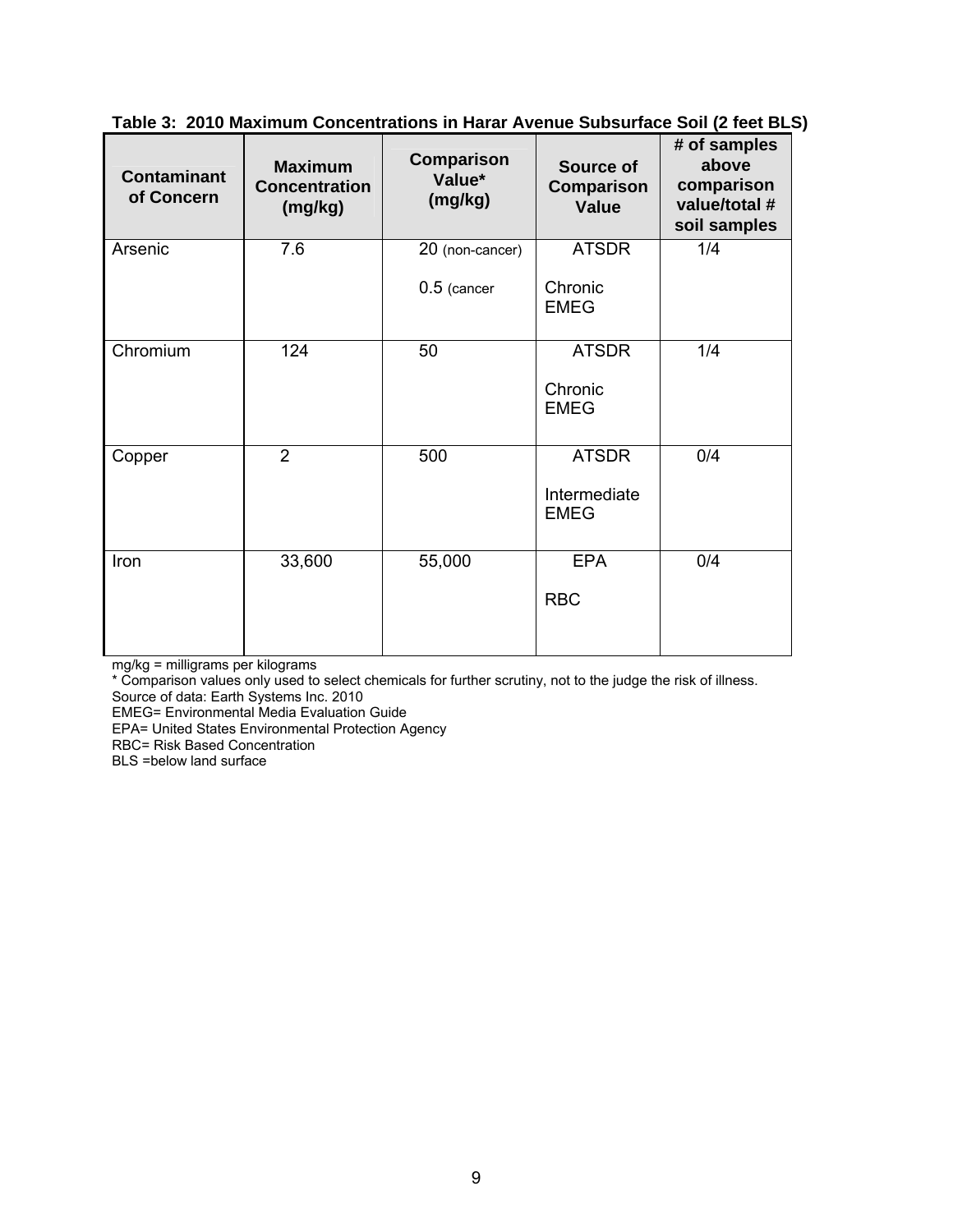**Table 3: 2010 Maximum Concentrations in Harar Avenue Subsurface Soil (2 feet BLS)**

| Contaminant of Concern | Maximum Concentration (mg/kg) | Comparison Value* (mg/kg) | Source of Comparison Value | # of samples above comparison value/total # soil samples |
|---|---|---|---|---|
| Arsenic | 7.6 | 20 (non-cancer)<br>0.5 (cancer | ATSDR<br>Chronic EMEG | 1/4 |
| Chromium | 124 | 50 | ATSDR<br>Chronic EMEG | 1/4 |
| Copper | 2 | 500 | ATSDR<br>Intermediate EMEG | 0/4 |
| Iron | 33,600 | 55,000 | EPA<br>RBC | 0/4 |

mg/kg = milligrams per kilograms
* Comparison values only used to select chemicals for further scrutiny, not to the judge the risk of illness.
Source of data: Earth Systems Inc. 2010
EMEG= Environmental Media Evaluation Guide
EPA= United States Environmental Protection Agency
RBC= Risk Based Concentration
BLS =below land surface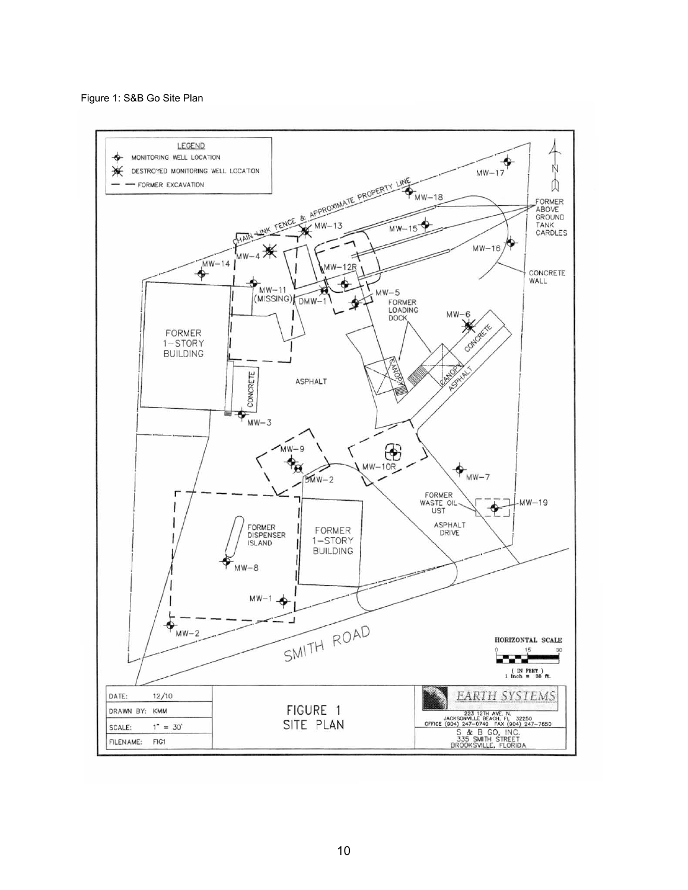Figure 1: S&B Go Site Plan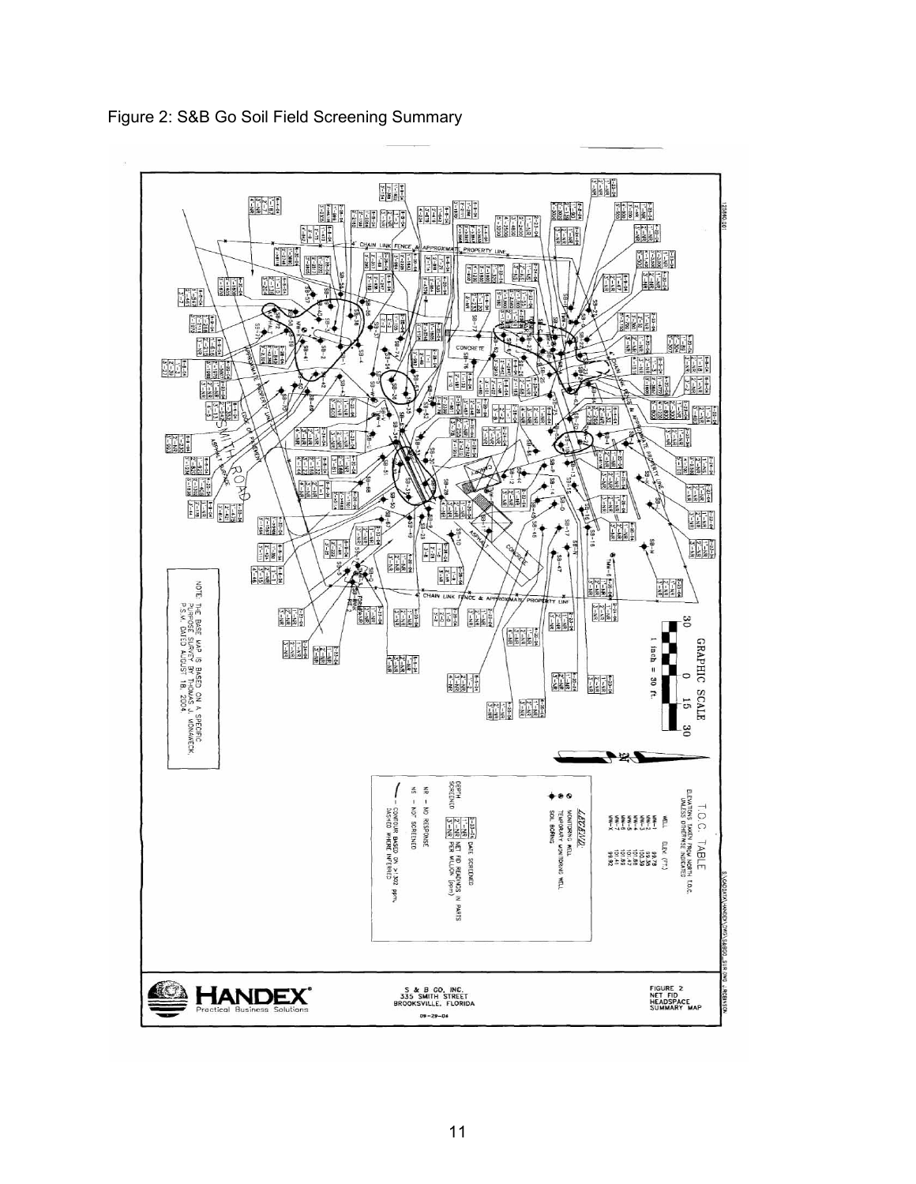Figure 2: S&B Go Soil Field Screening Summary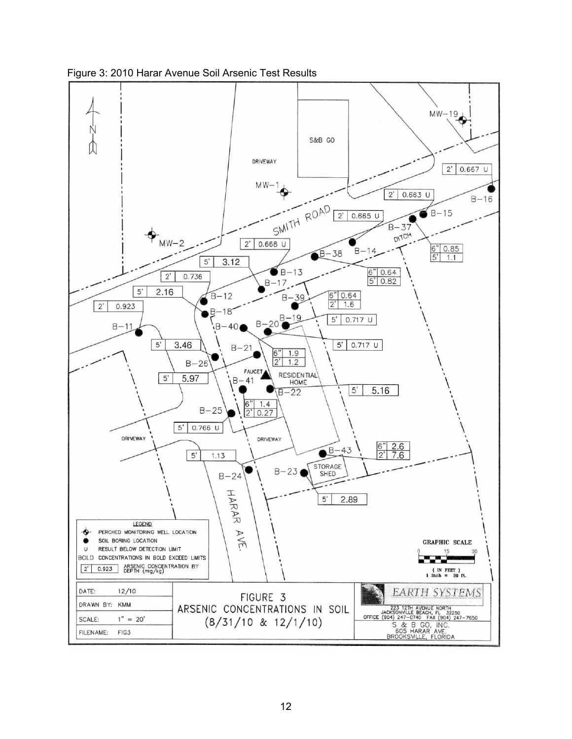Figure 3: 2010 Harar Avenue Soil Arsenic Test Results

| DATE: | 12/10 |
| --- | --- |
| DRAWN BY: | KMM |
| SCALE: | 1" = 20' |
| FILENAME: | FIG3 |

FIGURE 3
ARSENIC CONCENTRATIONS IN SOIL
(8/31/10 & 12/1/10)

EARTH SYSTEMS
223 12TH AVENUE NORTH
JACKSONVILLE BEACH, FL 32250
OFFICE (904) 247-0740 FAX (904) 247-7650

S & B GO, INC.
605 HARAR AVE.
BROOKSVILLE, FLORIDA

LEGEND
- PERCHED MONITORING WELL LOCATION
- SOIL BORING LOCATION
- U RESULT BELOW DETECTION LIMIT
- BOLD CONCENTRATIONS IN BOLD EXCEED LIMITS
- 2' | 0.923 — ARSENIC CONCENTRATION BY DEPTH (mg/kg)

GRAPHIC SCALE (IN FEET) 1 inch = 30 ft.

| Boring | Depth | Arsenic (mg/kg) |
| --- | --- | --- |
| B-16 | 2' | 0.667 U |
| B-15 | 2' | 0.663 U |
| B-14 | 2' | 0.665 U |
| B-37 | 6" | 0.85 |
| B-37 | 5' | 1.1 |
| B-38 | 6" | 0.64 |
| B-38 | 5' | 0.82 |
| B-13 | 2' | 0.668 U |
| B-17 | 5' | **3.12** |
| B-12 | 2' | 0.736 |
| B-18 | 5' | **2.16** |
| B-11 | 2' | 0.923 |
| B-39 | 6" | 0.64 |
| B-39 | 2' | 1.6 |
| B-19 | 5' | 0.717 U |
| B-20 | 5' | 0.717 U |
| B-40 | 6" | 1.9 |
| B-40 | 2' | 1.2 |
| B-26 | 5' | **3.46** |
| B-21 | 5' | **5.97** |
| B-22 | 5' | **5.16** |
| B-41 | 6" | 1.4 |
| B-41 | 2' | 0.27 |
| B-25 | 5' | 0.766 U |
| B-24 | 5' | 1.13 |
| B-43 | 6" | **2.6** |
| B-43 | 2' | **7.6** |
| B-23 | 5' | **2.89** |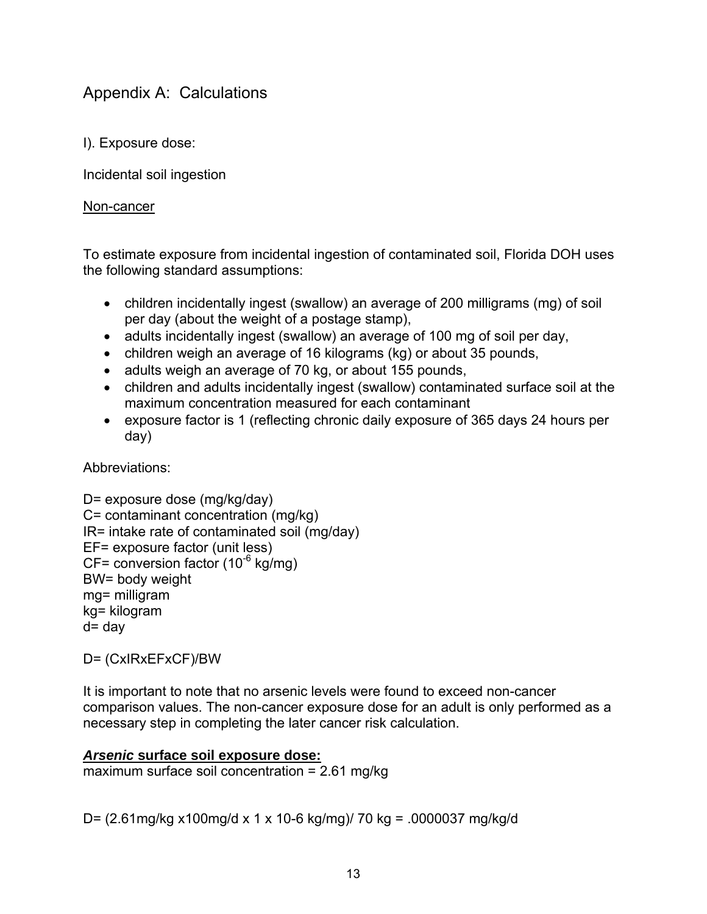# Appendix A: Calculations

I). Exposure dose:

Incidental soil ingestion

<u>Non-cancer</u>

To estimate exposure from incidental ingestion of contaminated soil, Florida DOH uses the following standard assumptions:

- children incidentally ingest (swallow) an average of 200 milligrams (mg) of soil per day (about the weight of a postage stamp),
- adults incidentally ingest (swallow) an average of 100 mg of soil per day,
- children weigh an average of 16 kilograms (kg) or about 35 pounds,
- adults weigh an average of 70 kg, or about 155 pounds,
- children and adults incidentally ingest (swallow) contaminated surface soil at the maximum concentration measured for each contaminant
- exposure factor is 1 (reflecting chronic daily exposure of 365 days 24 hours per day)

Abbreviations:

D= exposure dose (mg/kg/day)
C= contaminant concentration (mg/kg)
IR= intake rate of contaminated soil (mg/day)
EF= exposure factor (unit less)
CF= conversion factor ($10^{-6}$ kg/mg)
BW= body weight
mg= milligram
kg= kilogram
d= day

D= (CxIRxEFxCF)/BW

It is important to note that no arsenic levels were found to exceed non-cancer comparison values. The non-cancer exposure dose for an adult is only performed as a necessary step in completing the later cancer risk calculation.

***<u>Arsenic</u>* <u>surface soil exposure dose:</u>**
maximum surface soil concentration = 2.61 mg/kg

D= (2.61mg/kg x100mg/d x 1 x 10-6 kg/mg)/ 70 kg = .0000037 mg/kg/d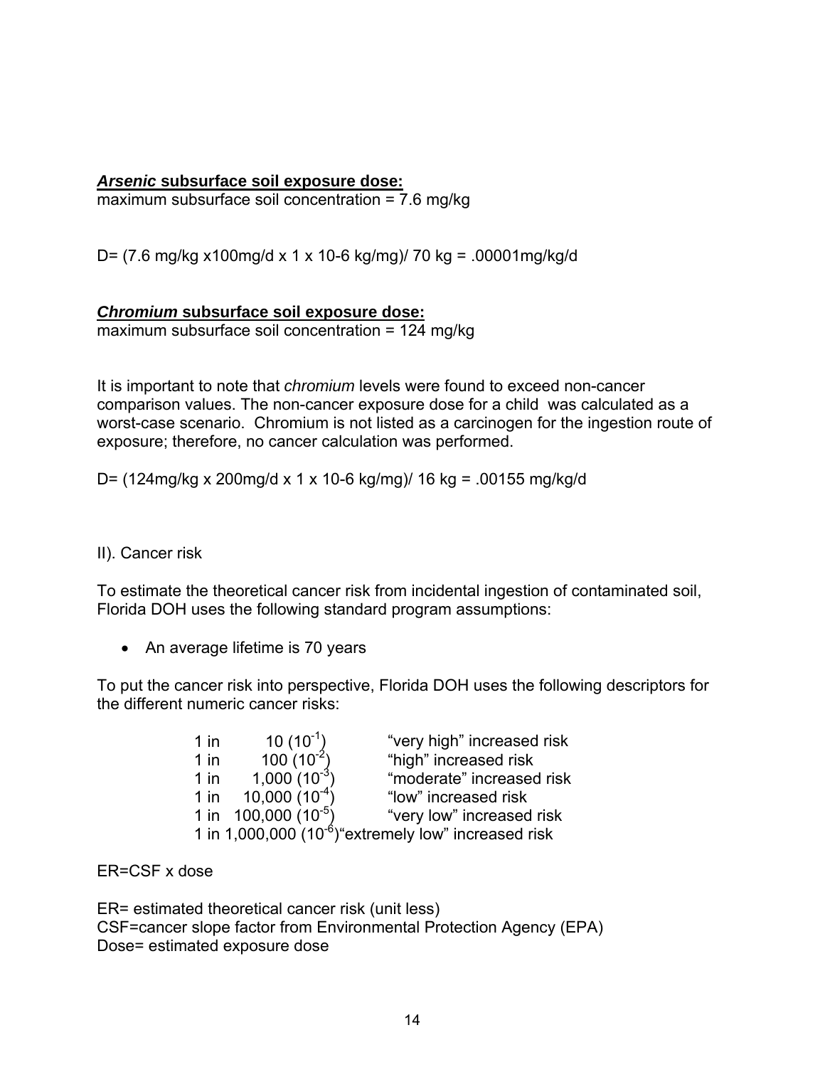***Arsenic* subsurface soil exposure dose:**
maximum subsurface soil concentration = 7.6 mg/kg

D= (7.6 mg/kg x100mg/d x 1 x 10-6 kg/mg)/ 70 kg = .00001mg/kg/d

***Chromium* subsurface soil exposure dose:**
maximum subsurface soil concentration = 124 mg/kg

It is important to note that *chromium* levels were found to exceed non-cancer comparison values. The non-cancer exposure dose for a child was calculated as a worst-case scenario. Chromium is not listed as a carcinogen for the ingestion route of exposure; therefore, no cancer calculation was performed.

D= (124mg/kg x 200mg/d x 1 x 10-6 kg/mg)/ 16 kg = .00155 mg/kg/d

II). Cancer risk

To estimate the theoretical cancer risk from incidental ingestion of contaminated soil, Florida DOH uses the following standard program assumptions:

- An average lifetime is 70 years

To put the cancer risk into perspective, Florida DOH uses the following descriptors for the different numeric cancer risks:

| | |
|---|---|
| 1 in 10 ($10^{-1}$) | "very high" increased risk |
| 1 in 100 ($10^{-2}$) | "high" increased risk |
| 1 in 1,000 ($10^{-3}$) | "moderate" increased risk |
| 1 in 10,000 ($10^{-4}$) | "low" increased risk |
| 1 in 100,000 ($10^{-5}$) | "very low" increased risk |
| 1 in 1,000,000 ($10^{-6}$) | "extremely low" increased risk |

ER=CSF x dose

ER= estimated theoretical cancer risk (unit less)
CSF=cancer slope factor from Environmental Protection Agency (EPA)
Dose= estimated exposure dose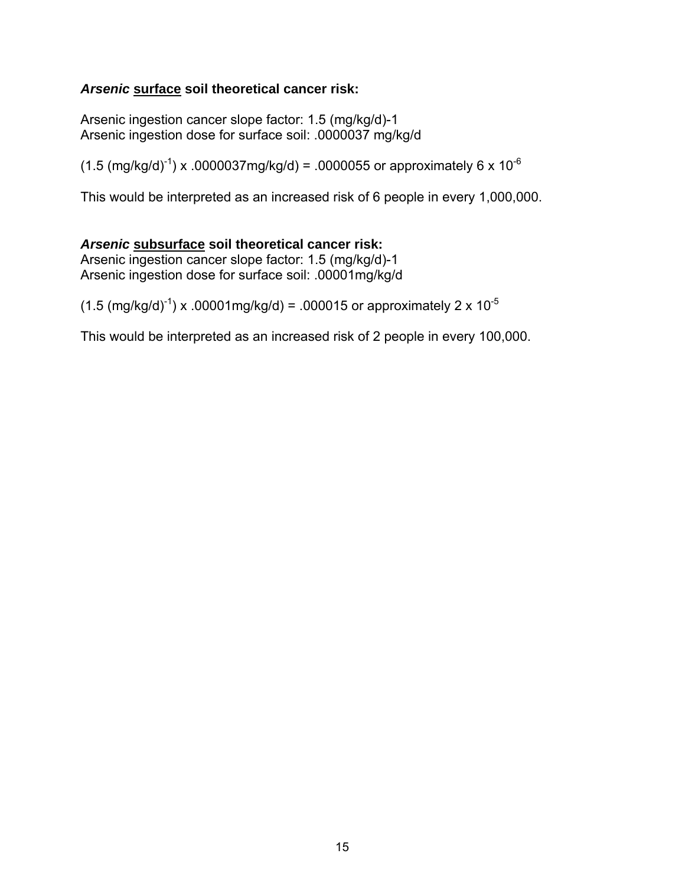***Arsenic*** **<u>surface</u> soil theoretical cancer risk:**

Arsenic ingestion cancer slope factor: 1.5 (mg/kg/d)-1
Arsenic ingestion dose for surface soil: .0000037 mg/kg/d

$(1.5\ (mg/kg/d)^{-1}) \times .0000037 mg/kg/d) = .0000055$ or approximately $6 \times 10^{-6}$

This would be interpreted as an increased risk of 6 people in every 1,000,000.

***Arsenic*** **<u>subsurface</u> soil theoretical cancer risk:**

Arsenic ingestion cancer slope factor: 1.5 (mg/kg/d)-1
Arsenic ingestion dose for surface soil: .00001mg/kg/d

$(1.5\ (mg/kg/d)^{-1}) \times .00001 mg/kg/d) = .000015$ or approximately $2 \times 10^{-5}$

This would be interpreted as an increased risk of 2 people in every 100,000.